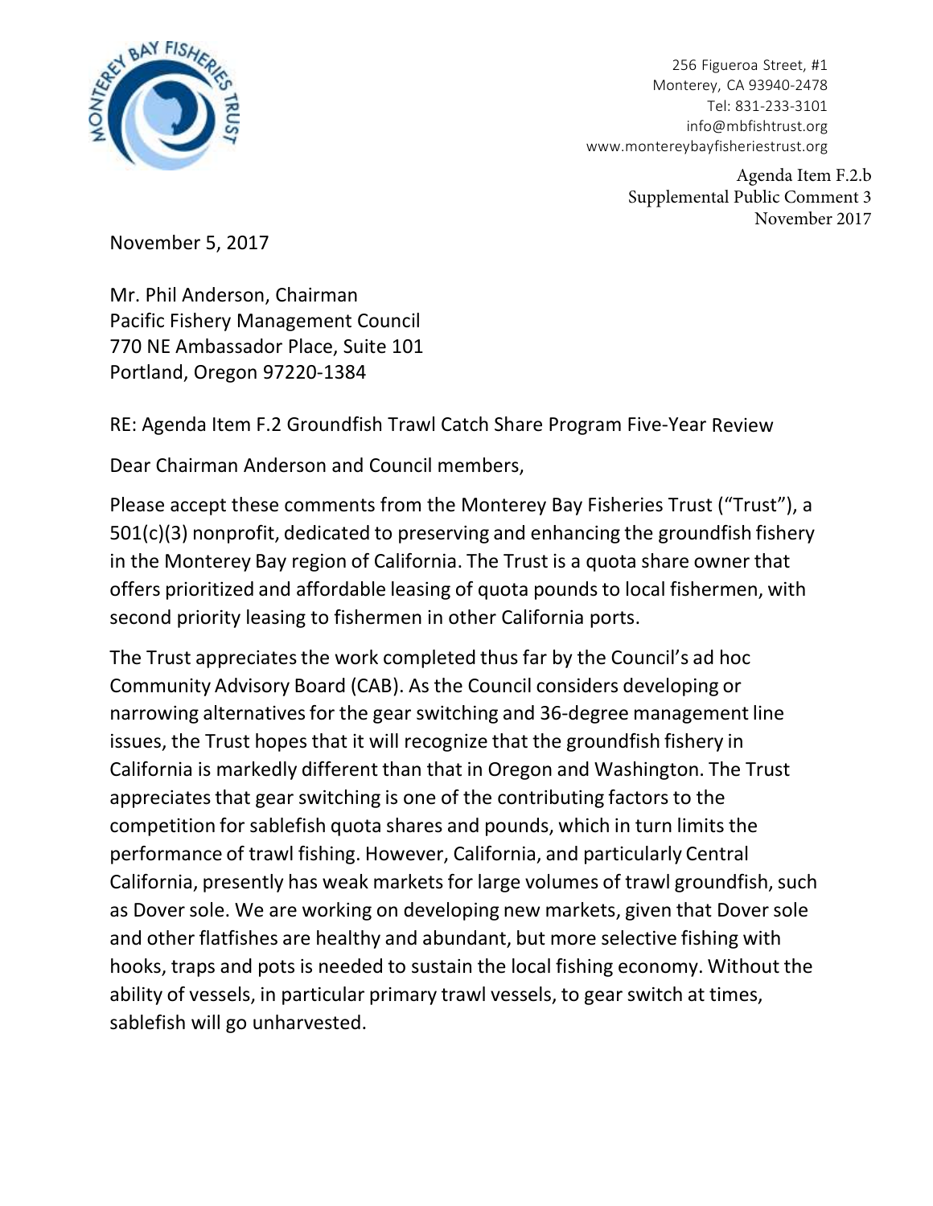256 Figueroa Street, #1
Monterey, CA 93940-2478
Tel: 831-233-3101
info@mbfishtrust.org
www.montereybayfisheriestrust.org

Agenda Item F.2.b
Supplemental Public Comment 3
November 2017

November 5, 2017

Mr. Phil Anderson, Chairman
Pacific Fishery Management Council
770 NE Ambassador Place, Suite 101
Portland, Oregon 97220-1384

RE: Agenda Item F.2 Groundfish Trawl Catch Share Program Five-Year Review

Dear Chairman Anderson and Council members,

Please accept these comments from the Monterey Bay Fisheries Trust ("Trust"), a 501(c)(3) nonprofit, dedicated to preserving and enhancing the groundfish fishery in the Monterey Bay region of California. The Trust is a quota share owner that offers prioritized and affordable leasing of quota pounds to local fishermen, with second priority leasing to fishermen in other California ports.

The Trust appreciates the work completed thus far by the Council's ad hoc Community Advisory Board (CAB). As the Council considers developing or narrowing alternatives for the gear switching and 36-degree management line issues, the Trust hopes that it will recognize that the groundfish fishery in California is markedly different than that in Oregon and Washington. The Trust appreciates that gear switching is one of the contributing factors to the competition for sablefish quota shares and pounds, which in turn limits the performance of trawl fishing. However, California, and particularly Central California, presently has weak markets for large volumes of trawl groundfish, such as Dover sole. We are working on developing new markets, given that Dover sole and other flatfishes are healthy and abundant, but more selective fishing with hooks, traps and pots is needed to sustain the local fishing economy. Without the ability of vessels, in particular primary trawl vessels, to gear switch at times, sablefish will go unharvested.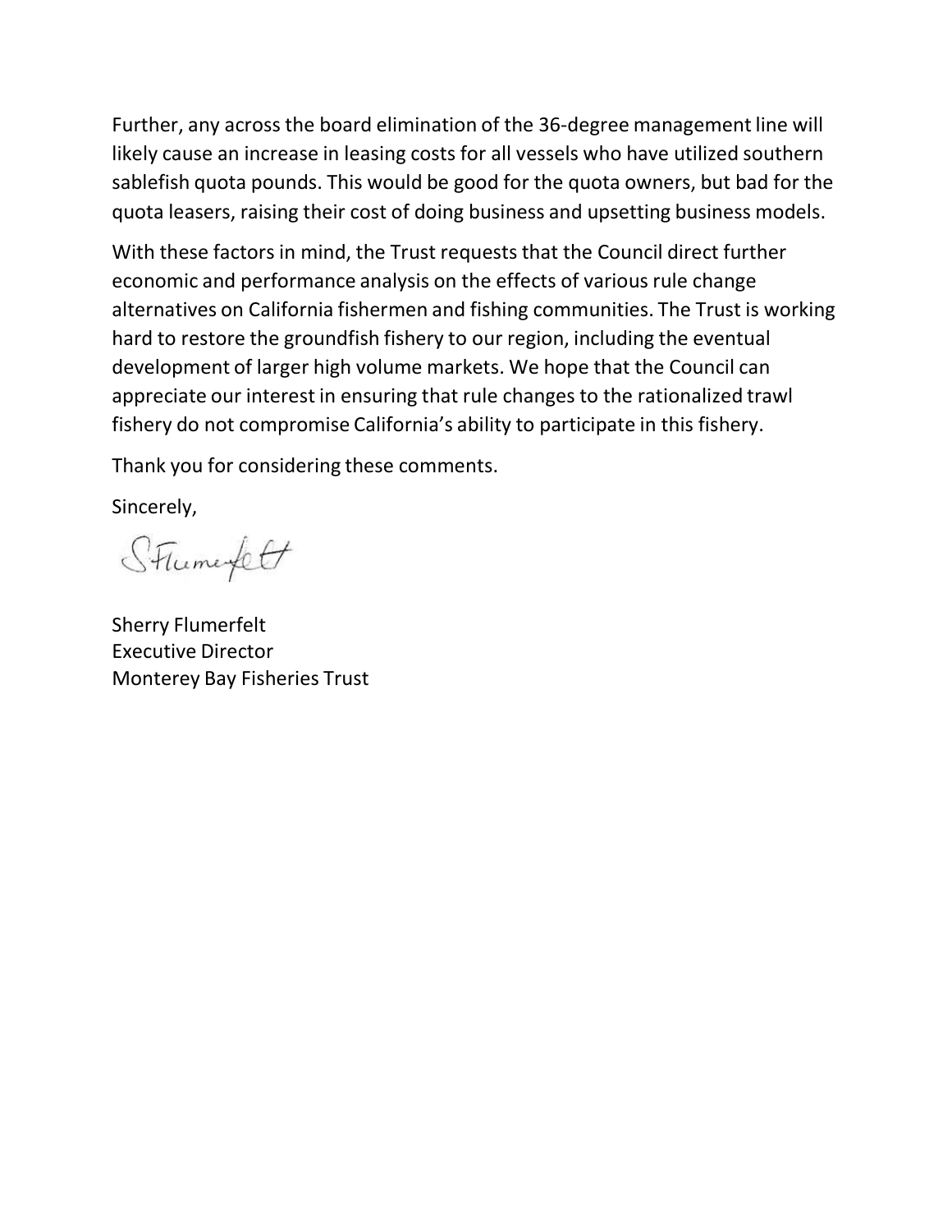Further, any across the board elimination of the 36-degree management line will likely cause an increase in leasing costs for all vessels who have utilized southern sablefish quota pounds. This would be good for the quota owners, but bad for the quota leasers, raising their cost of doing business and upsetting business models.

With these factors in mind, the Trust requests that the Council direct further economic and performance analysis on the effects of various rule change alternatives on California fishermen and fishing communities. The Trust is working hard to restore the groundfish fishery to our region, including the eventual development of larger high volume markets. We hope that the Council can appreciate our interest in ensuring that rule changes to the rationalized trawl fishery do not compromise California's ability to participate in this fishery.

Thank you for considering these comments.

Sincerely,

S Flumerfelt

Sherry Flumerfelt
Executive Director
Monterey Bay Fisheries Trust